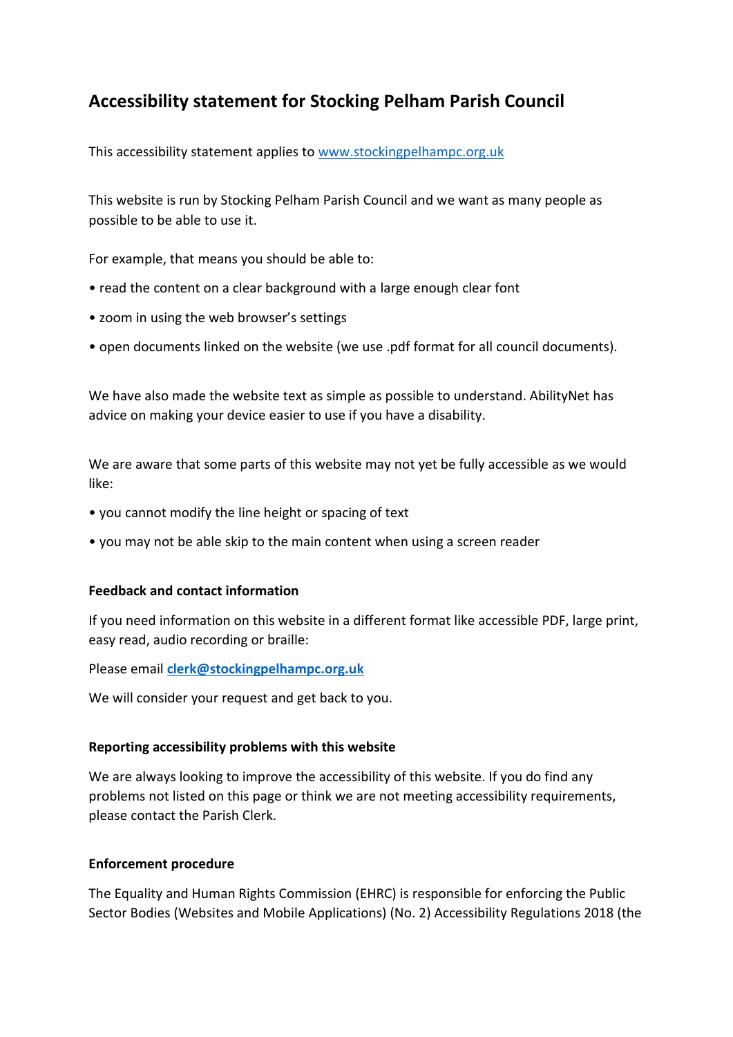# Accessibility statement for Stocking Pelham Parish Council

This accessibility statement applies to [www.stockingpelhampc.org.uk](www.stockingpelhampc.org.uk)

This website is run by Stocking Pelham Parish Council and we want as many people as possible to be able to use it.

For example, that means you should be able to:

- read the content on a clear background with a large enough clear font
- zoom in using the web browser's settings
- open documents linked on the website (we use .pdf format for all council documents).

We have also made the website text as simple as possible to understand. AbilityNet has advice on making your device easier to use if you have a disability.

We are aware that some parts of this website may not yet be fully accessible as we would like:

- you cannot modify the line height or spacing of text
- you may not be able skip to the main content when using a screen reader

### Feedback and contact information

If you need information on this website in a different format like accessible PDF, large print, easy read, audio recording or braille:

Please email **[clerk@stockingpelhampc.org.uk](mailto:clerk@stockingpelhampc.org.uk)**

We will consider your request and get back to you.

### Reporting accessibility problems with this website

We are always looking to improve the accessibility of this website. If you do find any problems not listed on this page or think we are not meeting accessibility requirements, please contact the Parish Clerk.

### Enforcement procedure

The Equality and Human Rights Commission (EHRC) is responsible for enforcing the Public Sector Bodies (Websites and Mobile Applications) (No. 2) Accessibility Regulations 2018 (the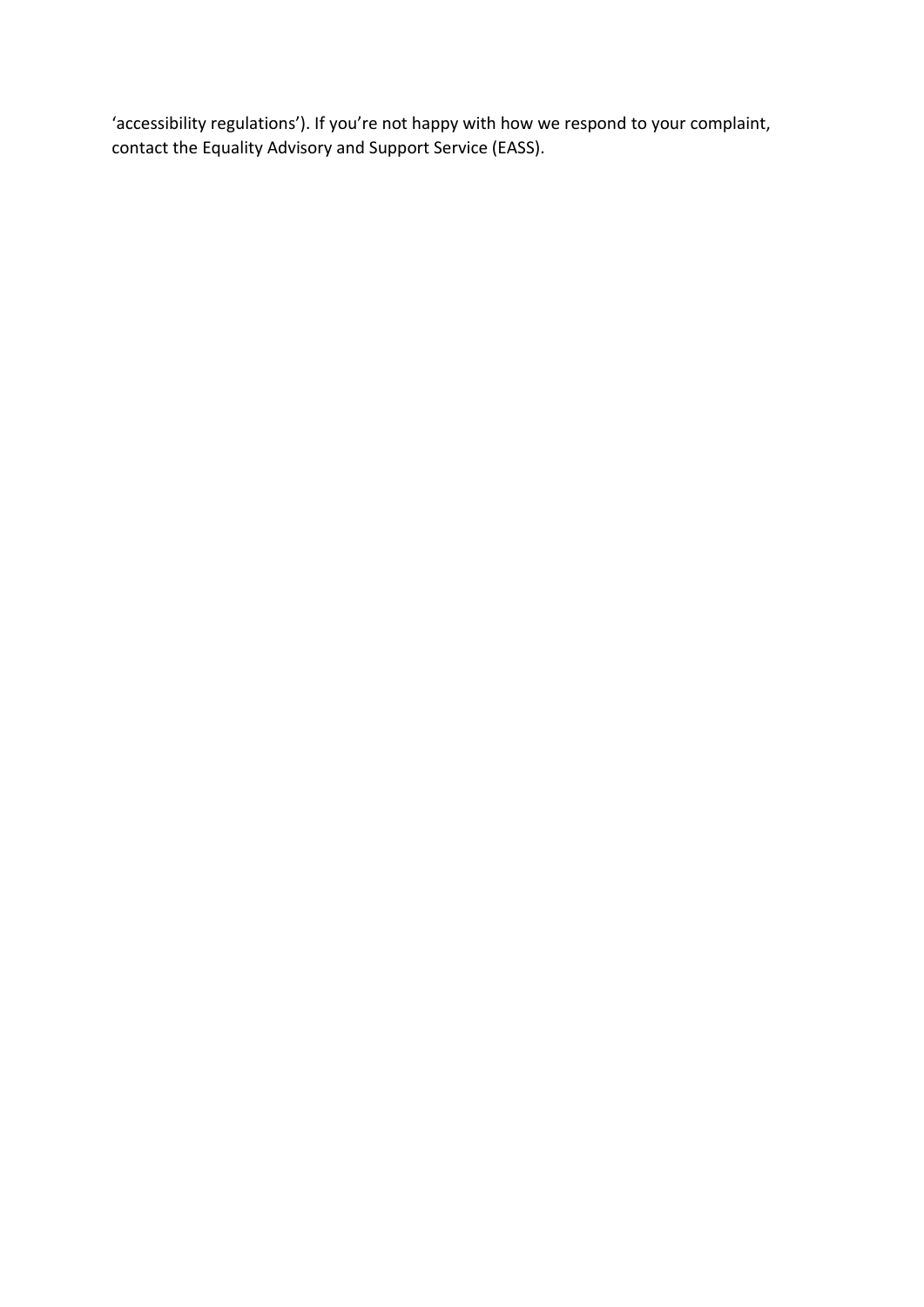'accessibility regulations'). If you're not happy with how we respond to your complaint, contact the Equality Advisory and Support Service (EASS).